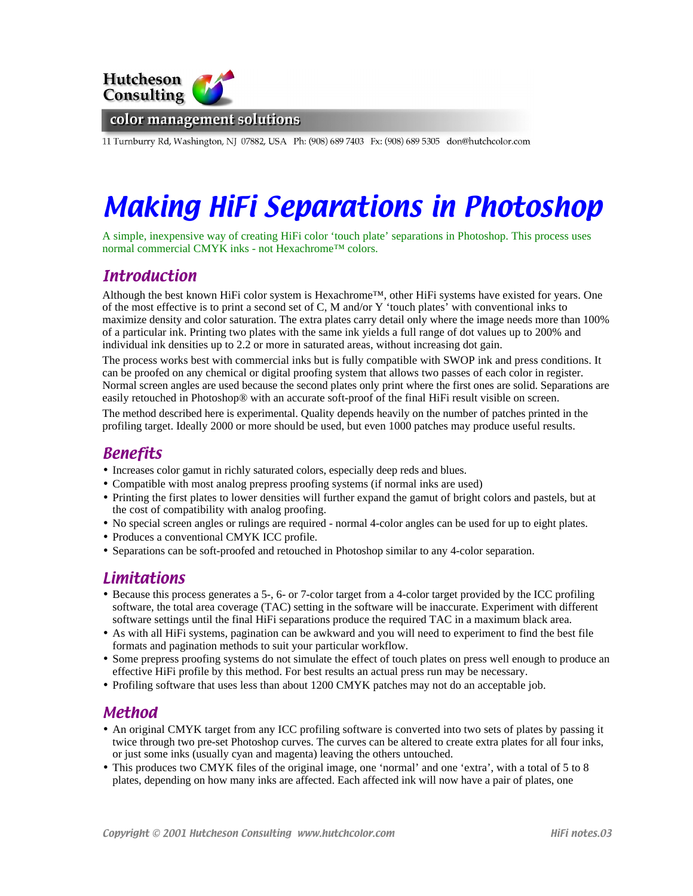Hutcheson Consulting

color management solutions

11 Turnburry Rd, Washington, NJ 07882, USA Ph: (908) 689 7403 Fx: (908) 689 5305 don@hutchcolor.com

# Making HiFi Separations in Photoshop

A simple, inexpensive way of creating HiFi color 'touch plate' separations in Photoshop. This process uses normal commercial CMYK inks - not Hexachrome™ colors.

## Introduction

Although the best known HiFi color system is Hexachrome™, other HiFi systems have existed for years. One of the most effective is to print a second set of C, M and/or Y 'touch plates' with conventional inks to maximize density and color saturation. The extra plates carry detail only where the image needs more than 100% of a particular ink. Printing two plates with the same ink yields a full range of dot values up to 200% and individual ink densities up to 2.2 or more in saturated areas, without increasing dot gain.

The process works best with commercial inks but is fully compatible with SWOP ink and press conditions. It can be proofed on any chemical or digital proofing system that allows two passes of each color in register. Normal screen angles are used because the second plates only print where the first ones are solid. Separations are easily retouched in Photoshop® with an accurate soft-proof of the final HiFi result visible on screen.

The method described here is experimental. Quality depends heavily on the number of patches printed in the profiling target. Ideally 2000 or more should be used, but even 1000 patches may produce useful results.

## Benefits

- Increases color gamut in richly saturated colors, especially deep reds and blues.
- Compatible with most analog prepress proofing systems (if normal inks are used)
- Printing the first plates to lower densities will further expand the gamut of bright colors and pastels, but at the cost of compatibility with analog proofing.
- No special screen angles or rulings are required - normal 4-color angles can be used for up to eight plates.
- Produces a conventional CMYK ICC profile.
- Separations can be soft-proofed and retouched in Photoshop similar to any 4-color separation.

## Limitations

- Because this process generates a 5-, 6- or 7-color target from a 4-color target provided by the ICC profiling software, the total area coverage (TAC) setting in the software will be inaccurate. Experiment with different software settings until the final HiFi separations produce the required TAC in a maximum black area.
- As with all HiFi systems, pagination can be awkward and you will need to experiment to find the best file formats and pagination methods to suit your particular workflow.
- Some prepress proofing systems do not simulate the effect of touch plates on press well enough to produce an effective HiFi profile by this method. For best results an actual press run may be necessary.
- Profiling software that uses less than about 1200 CMYK patches may not do an acceptable job.

## Method

- An original CMYK target from any ICC profiling software is converted into two sets of plates by passing it twice through two pre-set Photoshop curves. The curves can be altered to create extra plates for all four inks, or just some inks (usually cyan and magenta) leaving the others untouched.
- This produces two CMYK files of the original image, one 'normal' and one 'extra', with a total of 5 to 8 plates, depending on how many inks are affected. Each affected ink will now have a pair of plates, one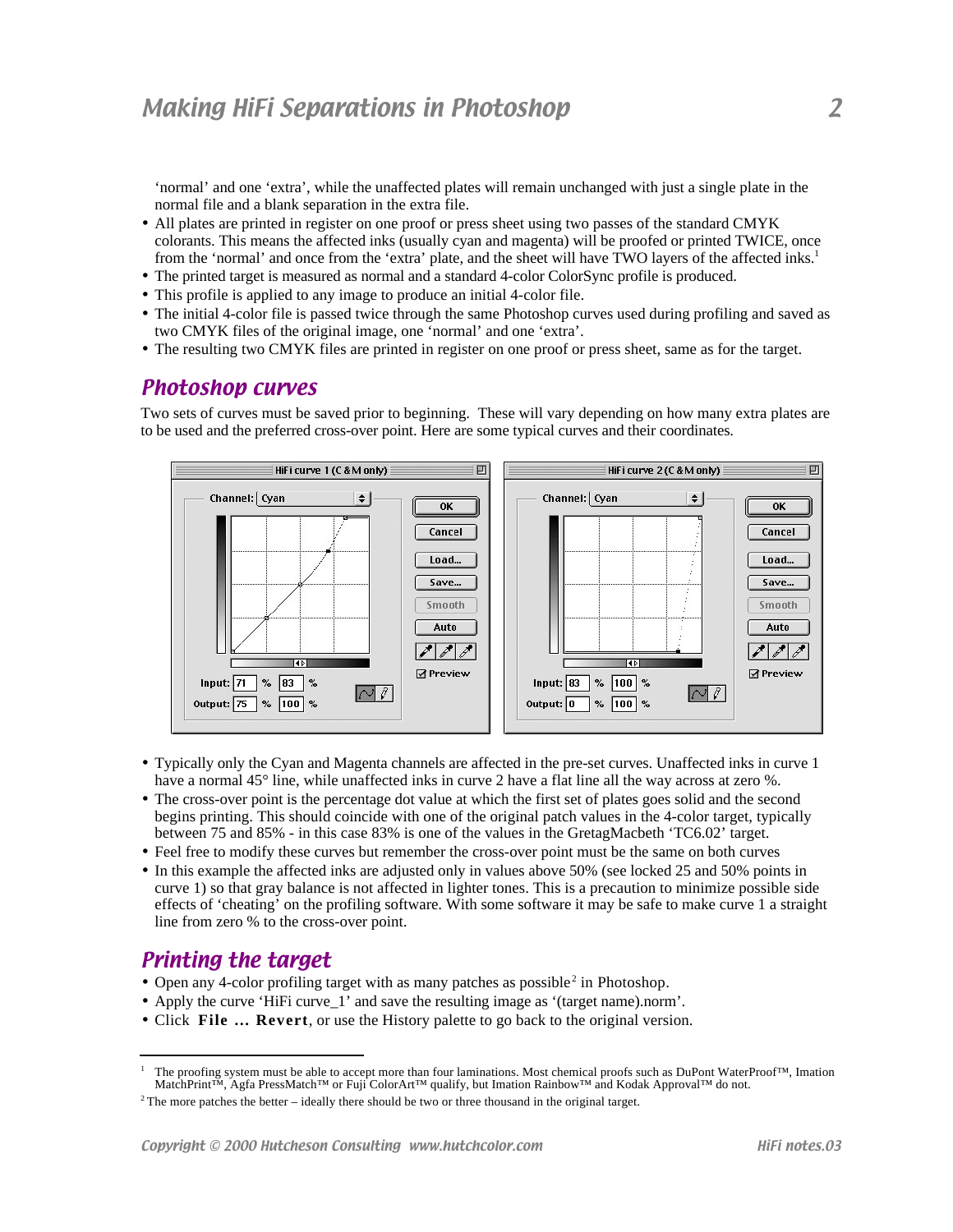'normal' and one 'extra', while the unaffected plates will remain unchanged with just a single plate in the normal file and a blank separation in the extra file.

- All plates are printed in register on one proof or press sheet using two passes of the standard CMYK colorants. This means the affected inks (usually cyan and magenta) will be proofed or printed TWICE, once from the 'normal' and once from the 'extra' plate, and the sheet will have TWO layers of the affected inks.[1]
- The printed target is measured as normal and a standard 4-color ColorSync profile is produced.
- This profile is applied to any image to produce an initial 4-color file.
- The initial 4-color file is passed twice through the same Photoshop curves used during profiling and saved as two CMYK files of the original image, one 'normal' and one 'extra'.
- The resulting two CMYK files are printed in register on one proof or press sheet, same as for the target.

## Photoshop curves

Two sets of curves must be saved prior to beginning. These will vary depending on how many extra plates are to be used and the preferred cross-over point. Here are some typical curves and their coordinates.

- Typically only the Cyan and Magenta channels are affected in the pre-set curves. Unaffected inks in curve 1 have a normal 45° line, while unaffected inks in curve 2 have a flat line all the way across at zero %.
- The cross-over point is the percentage dot value at which the first set of plates goes solid and the second begins printing. This should coincide with one of the original patch values in the 4-color target, typically between 75 and 85% - in this case 83% is one of the values in the GretagMacbeth 'TC6.02' target.
- Feel free to modify these curves but remember the cross-over point must be the same on both curves
- In this example the affected inks are adjusted only in values above 50% (see locked 25 and 50% points in curve 1) so that gray balance is not affected in lighter tones. This is a precaution to minimize possible side effects of 'cheating' on the profiling software. With some software it may be safe to make curve 1 a straight line from zero % to the cross-over point.

## Printing the target

- Open any 4-color profiling target with as many patches as possible[2] in Photoshop.
- Apply the curve 'HiFi curve_1' and save the resulting image as '(target name).norm'.
- Click **File ... Revert**, or use the History palette to go back to the original version.

---

[1] The proofing system must be able to accept more than four laminations. Most chemical proofs such as DuPont WaterProof™, Imation MatchPrint™, Agfa PressMatch™ or Fuji ColorArt™ qualify, but Imation Rainbow™ and Kodak Approval™ do not.

[2] The more patches the better – ideally there should be two or three thousand in the original target.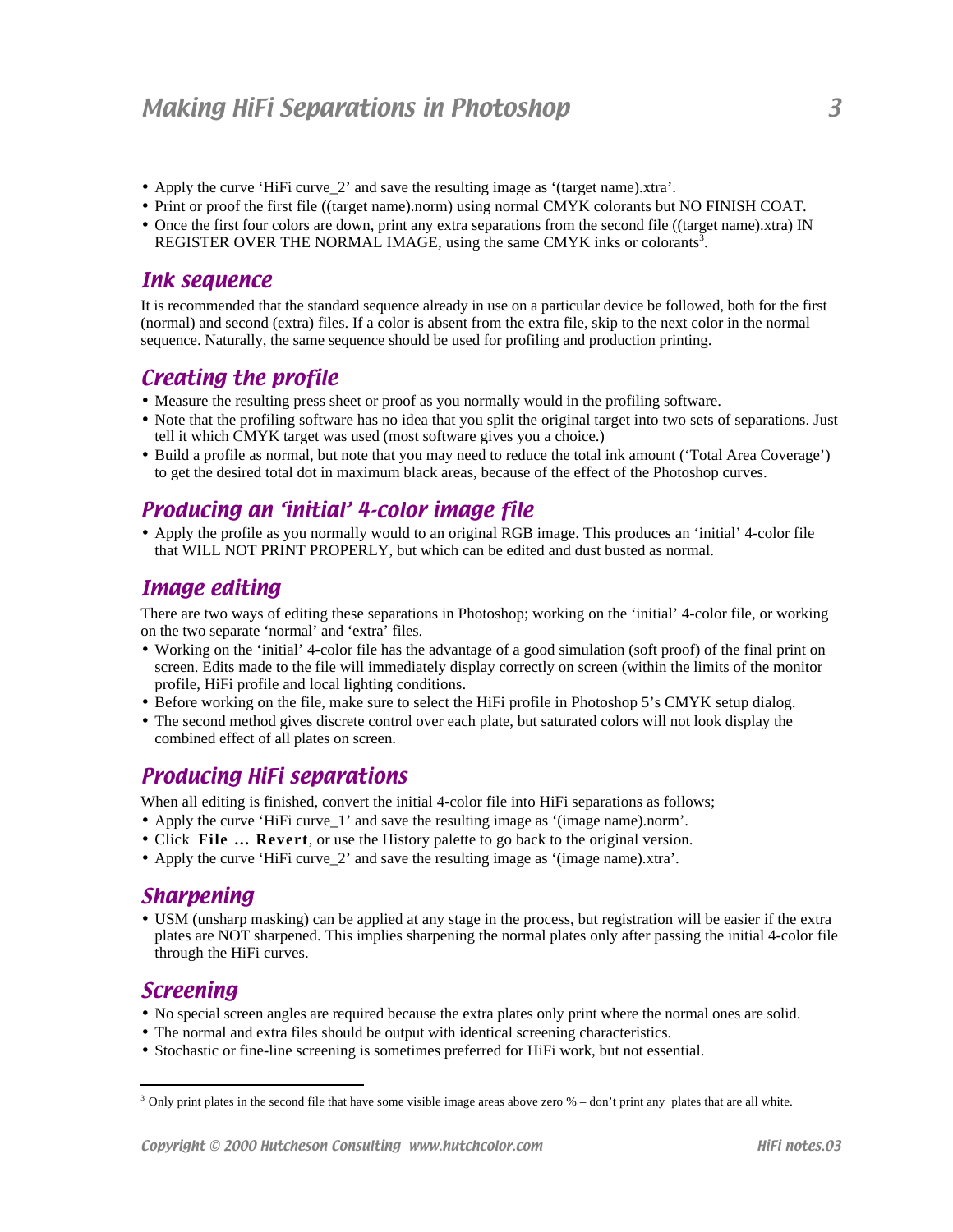- Apply the curve 'HiFi curve_2' and save the resulting image as '(target name).xtra'.
- Print or proof the first file ((target name).norm) using normal CMYK colorants but NO FINISH COAT.
- Once the first four colors are down, print any extra separations from the second file ((target name).xtra) IN REGISTER OVER THE NORMAL IMAGE, using the same CMYK inks or colorants[3].

## Ink sequence

It is recommended that the standard sequence already in use on a particular device be followed, both for the first (normal) and second (extra) files. If a color is absent from the extra file, skip to the next color in the normal sequence. Naturally, the same sequence should be used for profiling and production printing.

## Creating the profile

- Measure the resulting press sheet or proof as you normally would in the profiling software.
- Note that the profiling software has no idea that you split the original target into two sets of separations. Just tell it which CMYK target was used (most software gives you a choice.)
- Build a profile as normal, but note that you may need to reduce the total ink amount ('Total Area Coverage') to get the desired total dot in maximum black areas, because of the effect of the Photoshop curves.

## Producing an 'initial' 4-color image file

- Apply the profile as you normally would to an original RGB image. This produces an 'initial' 4-color file that WILL NOT PRINT PROPERLY, but which can be edited and dust busted as normal.

## Image editing

There are two ways of editing these separations in Photoshop; working on the 'initial' 4-color file, or working on the two separate 'normal' and 'extra' files.

- Working on the 'initial' 4-color file has the advantage of a good simulation (soft proof) of the final print on screen. Edits made to the file will immediately display correctly on screen (within the limits of the monitor profile, HiFi profile and local lighting conditions.
- Before working on the file, make sure to select the HiFi profile in Photoshop 5's CMYK setup dialog.
- The second method gives discrete control over each plate, but saturated colors will not look display the combined effect of all plates on screen.

## Producing HiFi separations

When all editing is finished, convert the initial 4-color file into HiFi separations as follows;

- Apply the curve 'HiFi curve_1' and save the resulting image as '(image name).norm'.
- Click **File ... Revert**, or use the History palette to go back to the original version.
- Apply the curve 'HiFi curve_2' and save the resulting image as '(image name).xtra'.

## Sharpening

- USM (unsharp masking) can be applied at any stage in the process, but registration will be easier if the extra plates are NOT sharpened. This implies sharpening the normal plates only after passing the initial 4-color file through the HiFi curves.

## Screening

- No special screen angles are required because the extra plates only print where the normal ones are solid.
- The normal and extra files should be output with identical screening characteristics.
- Stochastic or fine-line screening is sometimes preferred for HiFi work, but not essential.

---

[3] Only print plates in the second file that have some visible image areas above zero % – don't print any plates that are all white.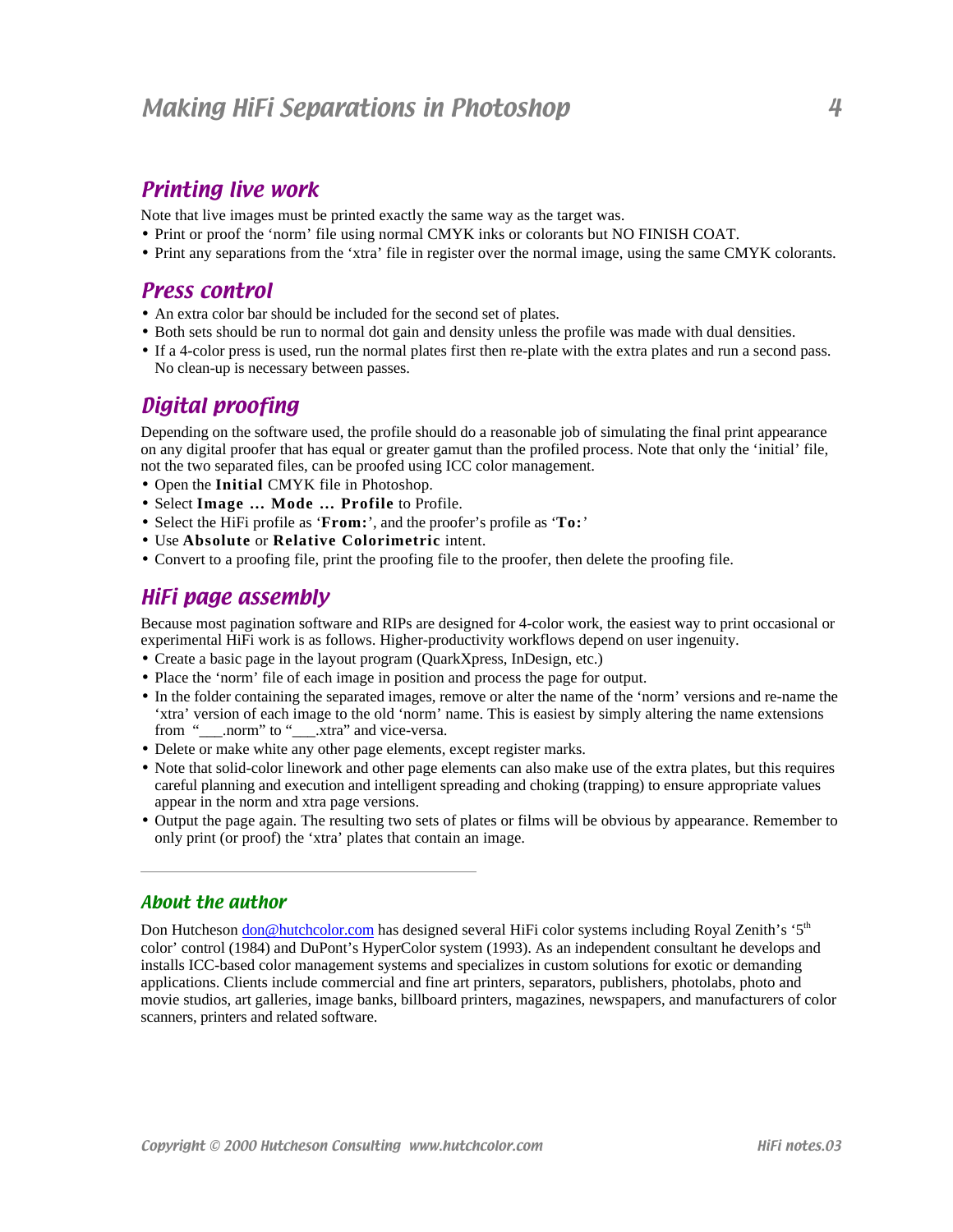## Printing live work

Note that live images must be printed exactly the same way as the target was.

- Print or proof the 'norm' file using normal CMYK inks or colorants but NO FINISH COAT.
- Print any separations from the 'xtra' file in register over the normal image, using the same CMYK colorants.

## Press control

- An extra color bar should be included for the second set of plates.
- Both sets should be run to normal dot gain and density unless the profile was made with dual densities.
- If a 4-color press is used, run the normal plates first then re-plate with the extra plates and run a second pass. No clean-up is necessary between passes.

## Digital proofing

Depending on the software used, the profile should do a reasonable job of simulating the final print appearance on any digital proofer that has equal or greater gamut than the profiled process. Note that only the 'initial' file, not the two separated files, can be proofed using ICC color management.

- Open the **Initial** CMYK file in Photoshop.
- Select **Image ... Mode ... Profile** to Profile.
- Select the HiFi profile as '**From:**', and the proofer's profile as '**To:**'
- Use **Absolute** or **Relative Colorimetric** intent.
- Convert to a proofing file, print the proofing file to the proofer, then delete the proofing file.

## HiFi page assembly

Because most pagination software and RIPs are designed for 4-color work, the easiest way to print occasional or experimental HiFi work is as follows. Higher-productivity workflows depend on user ingenuity.

- Create a basic page in the layout program (QuarkXpress, InDesign, etc.)
- Place the 'norm' file of each image in position and process the page for output.
- In the folder containing the separated images, remove or alter the name of the 'norm' versions and re-name the 'xtra' version of each image to the old 'norm' name. This is easiest by simply altering the name extensions from "___.norm" to "___.xtra" and vice-versa.
- Delete or make white any other page elements, except register marks.
- Note that solid-color linework and other page elements can also make use of the extra plates, but this requires careful planning and execution and intelligent spreading and choking (trapping) to ensure appropriate values appear in the norm and xtra page versions.
- Output the page again. The resulting two sets of plates or films will be obvious by appearance. Remember to only print (or proof) the 'xtra' plates that contain an image.

---

### About the author

Don Hutcheson don@hutchcolor.com has designed several HiFi color systems including Royal Zenith's '5th color' control (1984) and DuPont's HyperColor system (1993). As an independent consultant he develops and installs ICC-based color management systems and specializes in custom solutions for exotic or demanding applications. Clients include commercial and fine art printers, separators, publishers, photolabs, photo and movie studios, art galleries, image banks, billboard printers, magazines, newspapers, and manufacturers of color scanners, printers and related software.